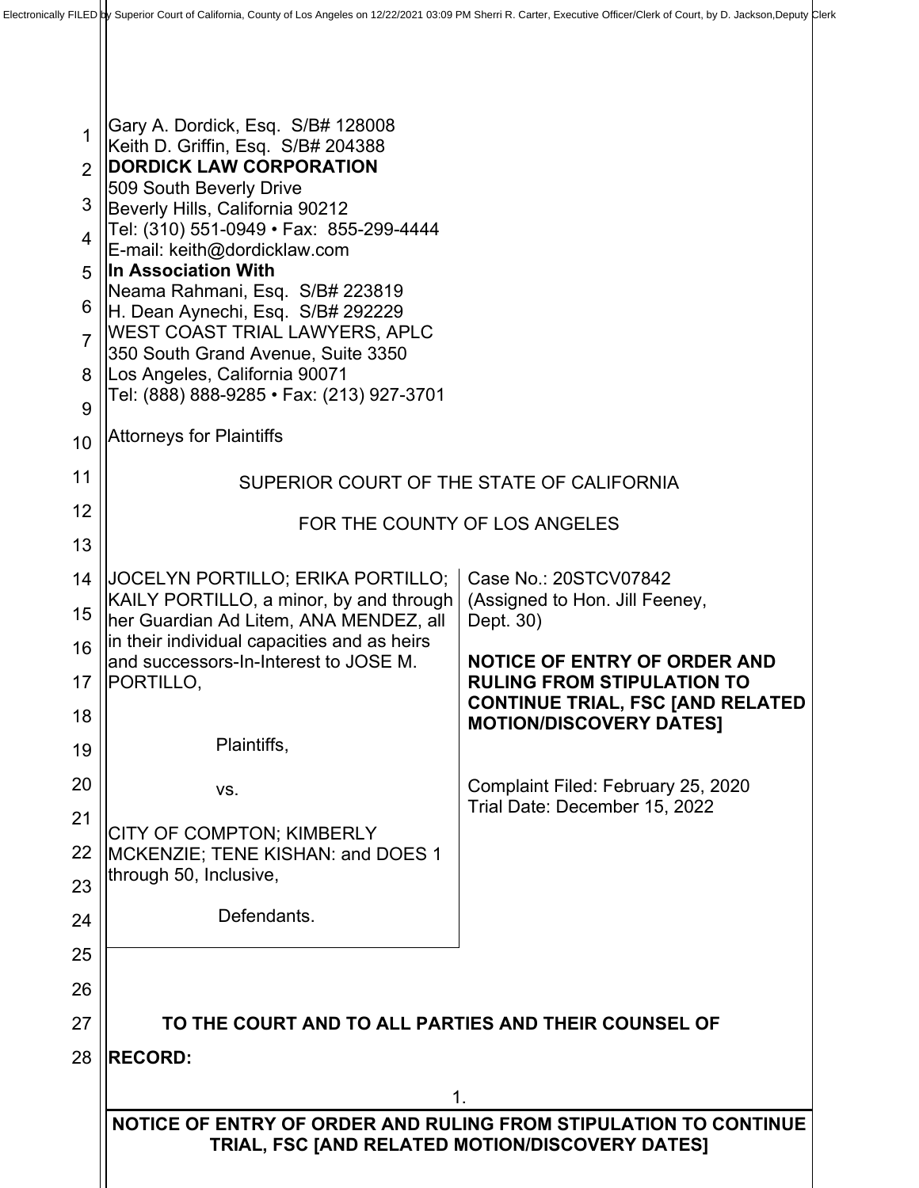Electronically FILED by Superior Court of California, County of Los Angeles on 12/22/2021 03:09 PM Sherri R. Carter, Executive Officer/Clerk of Court, by D. Jackson,Deputy Clerk

Gary A. Dordick, Esq. S/B# 128008
Keith D. Griffin, Esq. S/B# 204388
**DORDICK LAW CORPORATION**
509 South Beverly Drive
Beverly Hills, California 90212
Tel: (310) 551-0949 • Fax: 855-299-4444
E-mail: keith@dordicklaw.com
**In Association With**
Neama Rahmani, Esq. S/B# 223819
H. Dean Aynechi, Esq. S/B# 292229
WEST COAST TRIAL LAWYERS, APLC
350 South Grand Avenue, Suite 3350
Los Angeles, California 90071
Tel: (888) 888-9285 • Fax: (213) 927-3701

Attorneys for Plaintiffs

SUPERIOR COURT OF THE STATE OF CALIFORNIA

FOR THE COUNTY OF LOS ANGELES

| | |
|---|---|
| JOCELYN PORTILLO; ERIKA PORTILLO; KAILY PORTILLO, a minor, by and through her Guardian Ad Litem, ANA MENDEZ, all in their individual capacities and as heirs and successors-In-Interest to JOSE M. PORTILLO,<br><br>Plaintiffs,<br><br>vs.<br><br>CITY OF COMPTON; KIMBERLY MCKENZIE; TENE KISHAN: and DOES 1 through 50, Inclusive,<br><br>Defendants. | Case No.: 20STCV07842<br>(Assigned to Hon. Jill Feeney, Dept. 30)<br><br>**NOTICE OF ENTRY OF ORDER AND RULING FROM STIPULATION TO CONTINUE TRIAL, FSC [AND RELATED MOTION/DISCOVERY DATES]**<br><br>Complaint Filed: February 25, 2020<br>Trial Date: December 15, 2022 |

**TO THE COURT AND TO ALL PARTIES AND THEIR COUNSEL OF RECORD:**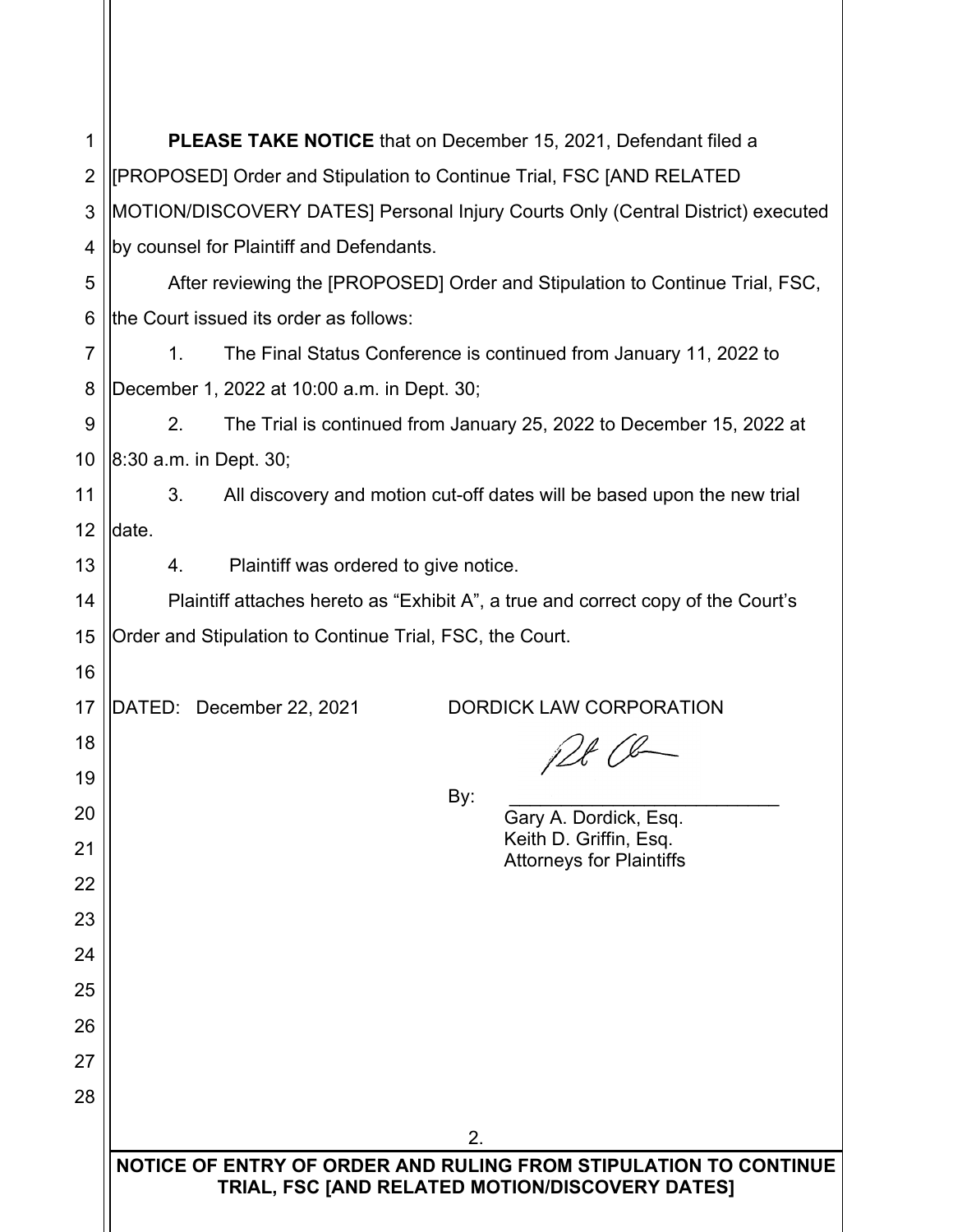**PLEASE TAKE NOTICE** that on December 15, 2021, Defendant filed a [PROPOSED] Order and Stipulation to Continue Trial, FSC [AND RELATED MOTION/DISCOVERY DATES] Personal Injury Courts Only (Central District) executed by counsel for Plaintiff and Defendants.

After reviewing the [PROPOSED] Order and Stipulation to Continue Trial, FSC, the Court issued its order as follows:

1. The Final Status Conference is continued from January 11, 2022 to December 1, 2022 at 10:00 a.m. in Dept. 30;

2. The Trial is continued from January 25, 2022 to December 15, 2022 at 8:30 a.m. in Dept. 30;

3. All discovery and motion cut-off dates will be based upon the new trial date.

4. Plaintiff was ordered to give notice.

Plaintiff attaches hereto as "Exhibit A", a true and correct copy of the Court's Order and Stipulation to Continue Trial, FSC, the Court.

DATED: December 22, 2021

DORDICK LAW CORPORATION

By: ___________________________
Gary A. Dordick, Esq.
Keith D. Griffin, Esq.
Attorneys for Plaintiffs

**NOTICE OF ENTRY OF ORDER AND RULING FROM STIPULATION TO CONTINUE TRIAL, FSC [AND RELATED MOTION/DISCOVERY DATES]**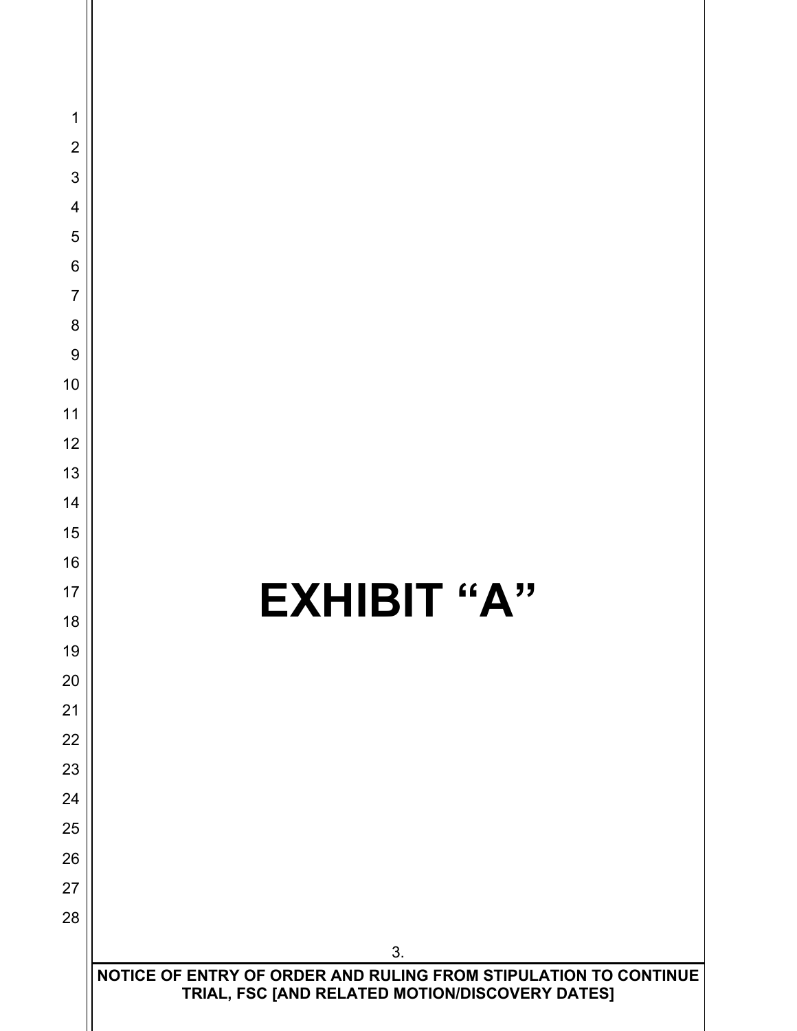# EXHIBIT “A”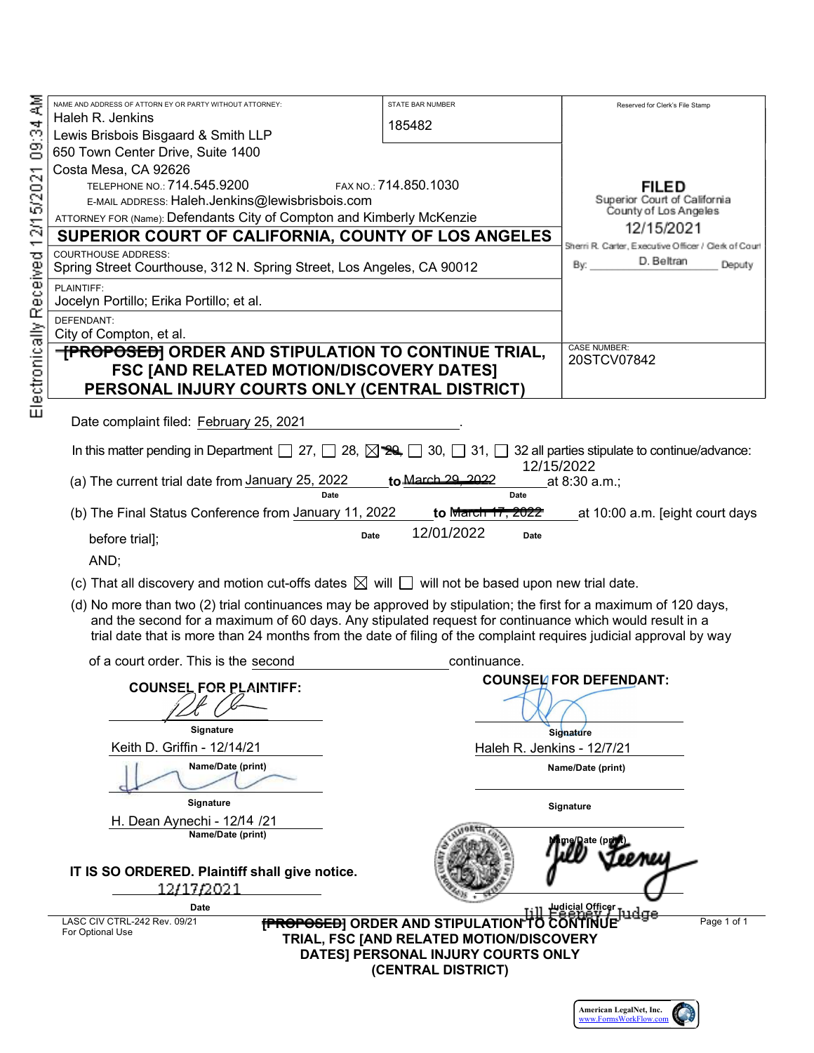Electronically Received 12/15/2021 09:34 AM

| NAME AND ADDRESS OF ATTORNEY OR PARTY WITHOUT ATTORNEY: | STATE BAR NUMBER | Reserved for Clerk's File Stamp |
|---|---|---|
| Haleh R. Jenkins<br>Lewis Brisbois Bisgaard & Smith LLP<br>650 Town Center Drive, Suite 1400<br>Costa Mesa, CA 92626<br>TELEPHONE NO.: 714.545.9200 FAX NO.: 714.850.1030<br>E-MAIL ADDRESS: Haleh.Jenkins@lewisbrisbois.com<br>ATTORNEY FOR (Name): Defendants City of Compton and Kimberly McKenzie | 185482 | **FILED**<br>Superior Court of California<br>County of Los Angeles<br>12/15/2021<br>Sherri R. Carter, Executive Officer / Clerk of Court<br>By: D. Beltran Deputy |
| **SUPERIOR COURT OF CALIFORNIA, COUNTY OF LOS ANGELES** | | |
| COURTHOUSE ADDRESS:<br>Spring Street Courthouse, 312 N. Spring Street, Los Angeles, CA 90012 | | |
| PLAINTIFF:<br>Jocelyn Portillo; Erika Portillo; et al. | | |
| DEFENDANT:<br>City of Compton, et al. | | |
| **~~[PROPOSED]~~ ORDER AND STIPULATION TO CONTINUE TRIAL, FSC [AND RELATED MOTION/DISCOVERY DATES] PERSONAL INJURY COURTS ONLY (CENTRAL DISTRICT)** | | CASE NUMBER:<br>20STCV07842 |

Date complaint filed: February 25, 2021.

In this matter pending in Department ☐ 27, ☐ 28, ☒ ~~29~~, ☐ 30, ☐ 31, ☐ 32 all parties stipulate to continue/advance:

(a) The current trial date from January 25, 2022 (Date) to ~~March 29, 2022~~ 12/15/2022 (Date) at 8:30 a.m.;

(b) The Final Status Conference from January 11, 2022 (Date) to ~~March 17, 2022~~ 12/01/2022 (Date) at 10:00 a.m. [eight court days before trial];

AND;

(c) That all discovery and motion cut-offs dates ☒ will ☐ will not be based upon new trial date.

(d) No more than two (2) trial continuances may be approved by stipulation; the first for a maximum of 120 days, and the second for a maximum of 60 days. Any stipulated request for continuance which would result in a trial date that is more than 24 months from the date of filing of the complaint requires judicial approval by way of a court order. This is the second continuance.

**COUNSEL FOR PLAINTIFF:**

[Signature]
Signature
Keith D. Griffin - 12/14/21
Name/Date (print)

[Signature]
Signature
H. Dean Aynechi - 12/14 /21
Name/Date (print)

**COUNSEL FOR DEFENDANT:**

[Signature]
Signature
Haleh R. Jenkins - 12/7/21
Name/Date (print)

Signature

Name/Date (print)

**IT IS SO ORDERED. Plaintiff shall give notice.**

12/17/2021
Date

[Signature] Jill Feeney / Judge
Judicial Officer

LASC CIV CTRL-242 Rev. 09/21
For Optional Use

**~~[PROPOSED]~~ ORDER AND STIPULATION TO CONTINUE TRIAL, FSC [AND RELATED MOTION/DISCOVERY DATES] PERSONAL INJURY COURTS ONLY (CENTRAL DISTRICT)**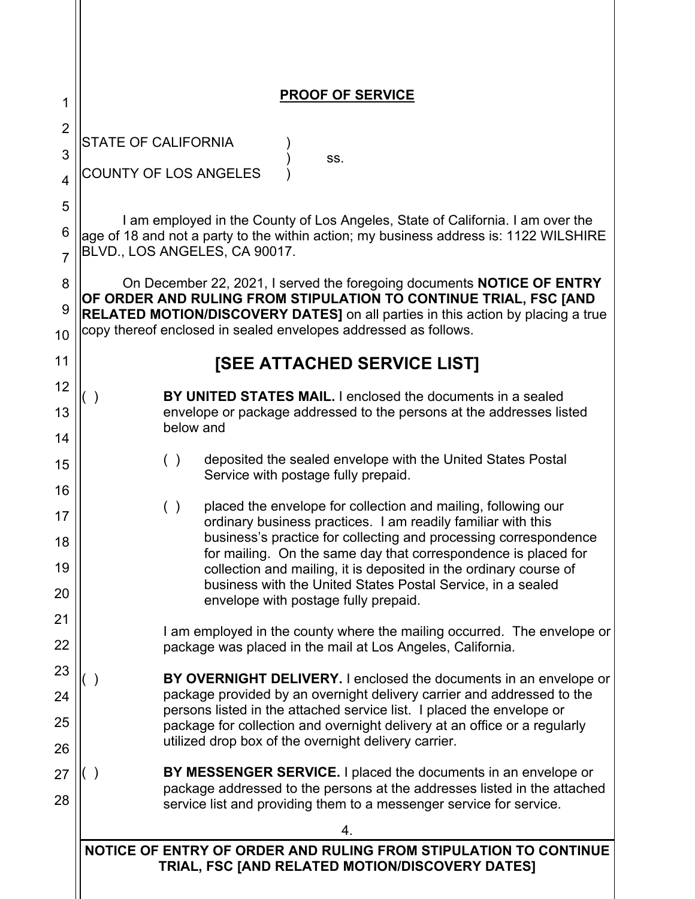# PROOF OF SERVICE

STATE OF CALIFORNIA )
) ss.
COUNTY OF LOS ANGELES )

I am employed in the County of Los Angeles, State of California. I am over the age of 18 and not a party to the within action; my business address is: 1122 WILSHIRE BLVD., LOS ANGELES, CA 90017.

On December 22, 2021, I served the foregoing documents **NOTICE OF ENTRY OF ORDER AND RULING FROM STIPULATION TO CONTINUE TRIAL, FSC [AND RELATED MOTION/DISCOVERY DATES]** on all parties in this action by placing a true copy thereof enclosed in sealed envelopes addressed as follows.

## [SEE ATTACHED SERVICE LIST]

( ) **BY UNITED STATES MAIL.** I enclosed the documents in a sealed envelope or package addressed to the persons at the addresses listed below and

( ) deposited the sealed envelope with the United States Postal Service with postage fully prepaid.

( ) placed the envelope for collection and mailing, following our ordinary business practices. I am readily familiar with this business's practice for collecting and processing correspondence for mailing. On the same day that correspondence is placed for collection and mailing, it is deposited in the ordinary course of business with the United States Postal Service, in a sealed envelope with postage fully prepaid.

I am employed in the county where the mailing occurred. The envelope or package was placed in the mail at Los Angeles, California.

( ) **BY OVERNIGHT DELIVERY.** I enclosed the documents in an envelope or package provided by an overnight delivery carrier and addressed to the persons listed in the attached service list. I placed the envelope or package for collection and overnight delivery at an office or a regularly utilized drop box of the overnight delivery carrier.

( ) **BY MESSENGER SERVICE.** I placed the documents in an envelope or package addressed to the persons at the addresses listed in the attached service list and providing them to a messenger service for service.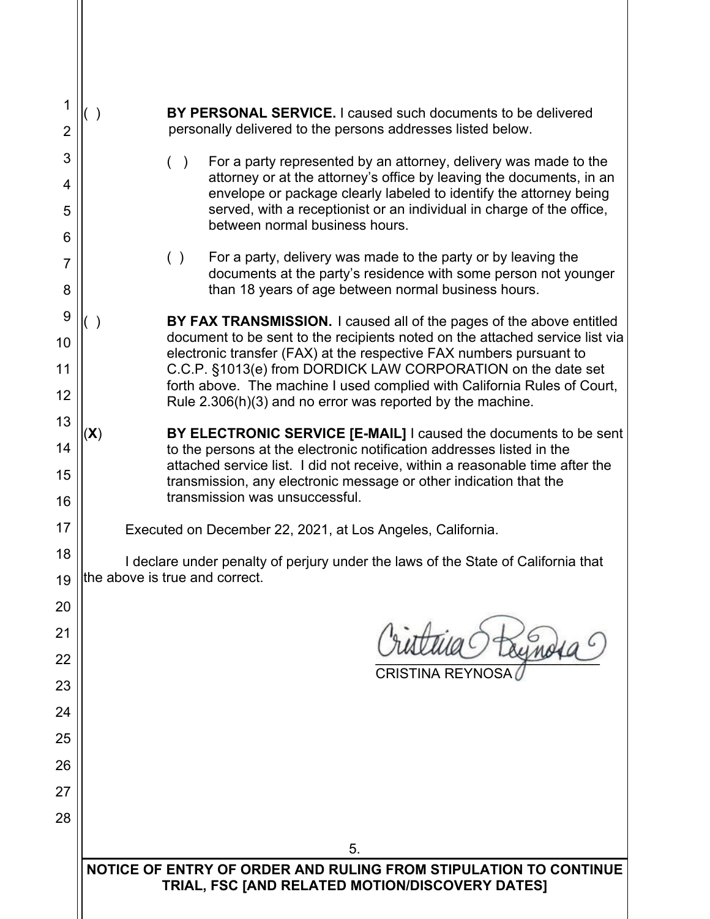( ) **BY PERSONAL SERVICE.** I caused such documents to be delivered personally delivered to the persons addresses listed below.

( ) For a party represented by an attorney, delivery was made to the attorney or at the attorney's office by leaving the documents, in an envelope or package clearly labeled to identify the attorney being served, with a receptionist or an individual in charge of the office, between normal business hours.

( ) For a party, delivery was made to the party or by leaving the documents at the party's residence with some person not younger than 18 years of age between normal business hours.

( ) **BY FAX TRANSMISSION.** I caused all of the pages of the above entitled document to be sent to the recipients noted on the attached service list via electronic transfer (FAX) at the respective FAX numbers pursuant to C.C.P. §1013(e) from DORDICK LAW CORPORATION on the date set forth above. The machine I used complied with California Rules of Court, Rule 2.306(h)(3) and no error was reported by the machine.

(**X**) **BY ELECTRONIC SERVICE [E-MAIL]** I caused the documents to be sent to the persons at the electronic notification addresses listed in the attached service list. I did not receive, within a reasonable time after the transmission, any electronic message or other indication that the transmission was unsuccessful.

Executed on December 22, 2021, at Los Angeles, California.

I declare under penalty of perjury under the laws of the State of California that the above is true and correct.

Cristina Reynosa

CRISTINA REYNOSA

**NOTICE OF ENTRY OF ORDER AND RULING FROM STIPULATION TO CONTINUE TRIAL, FSC [AND RELATED MOTION/DISCOVERY DATES]**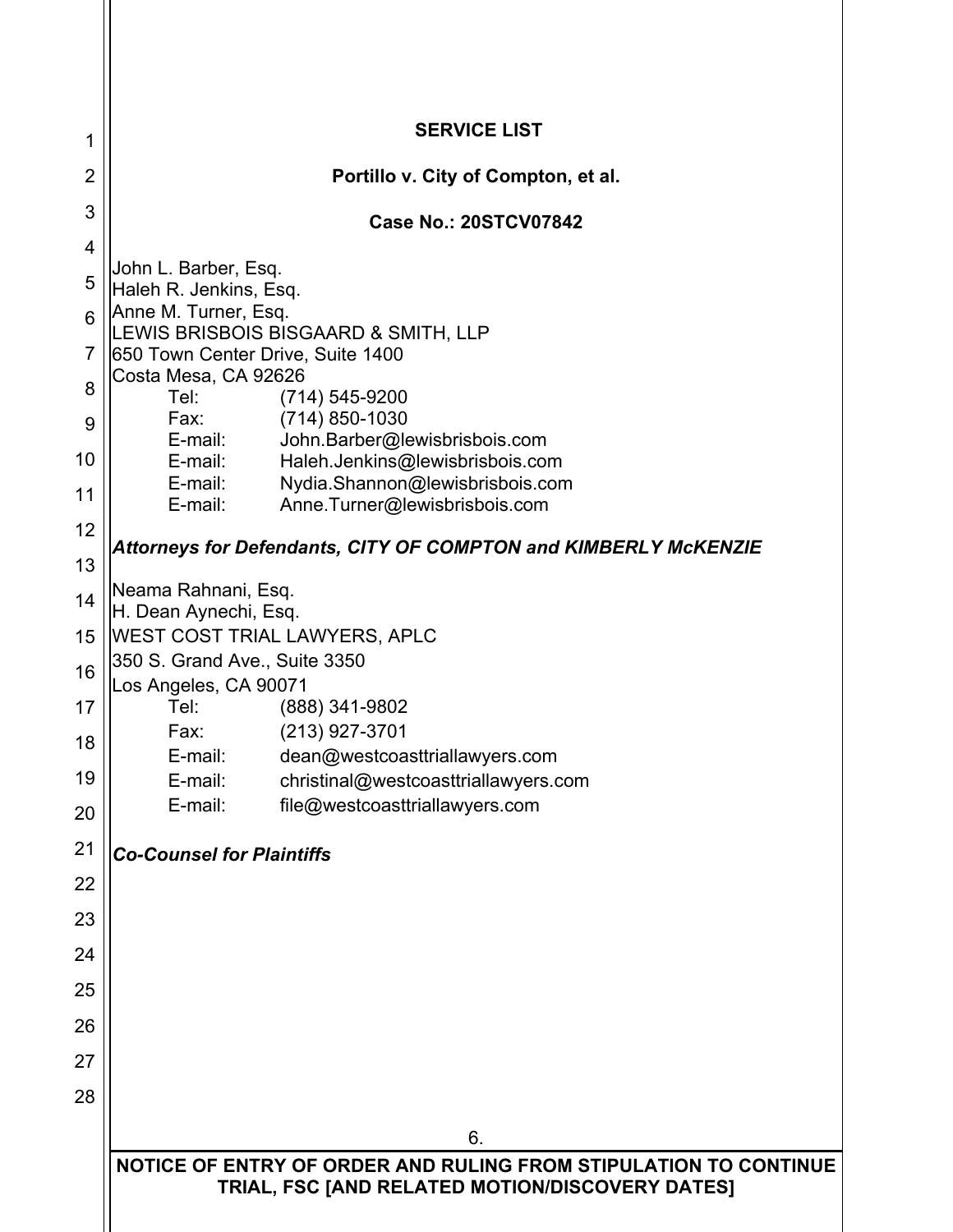**SERVICE LIST**

**Portillo v. City of Compton, et al.**

**Case No.: 20STCV07842**

John L. Barber, Esq.
Haleh R. Jenkins, Esq.
Anne M. Turner, Esq.
LEWIS BRISBOIS BISGAARD & SMITH, LLP
650 Town Center Drive, Suite 1400
Costa Mesa, CA 92626

| | |
|---|---|
| Tel: | (714) 545-9200 |
| Fax: | (714) 850-1030 |
| E-mail: | John.Barber@lewisbrisbois.com |
| E-mail: | Haleh.Jenkins@lewisbrisbois.com |
| E-mail: | Nydia.Shannon@lewisbrisbois.com |
| E-mail: | Anne.Turner@lewisbrisbois.com |

***Attorneys for Defendants, CITY OF COMPTON and KIMBERLY McKENZIE***

Neama Rahnani, Esq.
H. Dean Aynechi, Esq.
WEST COST TRIAL LAWYERS, APLC
350 S. Grand Ave., Suite 3350
Los Angeles, CA 90071

| | |
|---|---|
| Tel: | (888) 341-9802 |
| Fax: | (213) 927-3701 |
| E-mail: | dean@westcoasttriallawyers.com |
| E-mail: | christinal@westcoasttriallawyers.com |
| E-mail: | file@westcoasttriallawyers.com |

***Co-Counsel for Plaintiffs***

**NOTICE OF ENTRY OF ORDER AND RULING FROM STIPULATION TO CONTINUE TRIAL, FSC [AND RELATED MOTION/DISCOVERY DATES]**